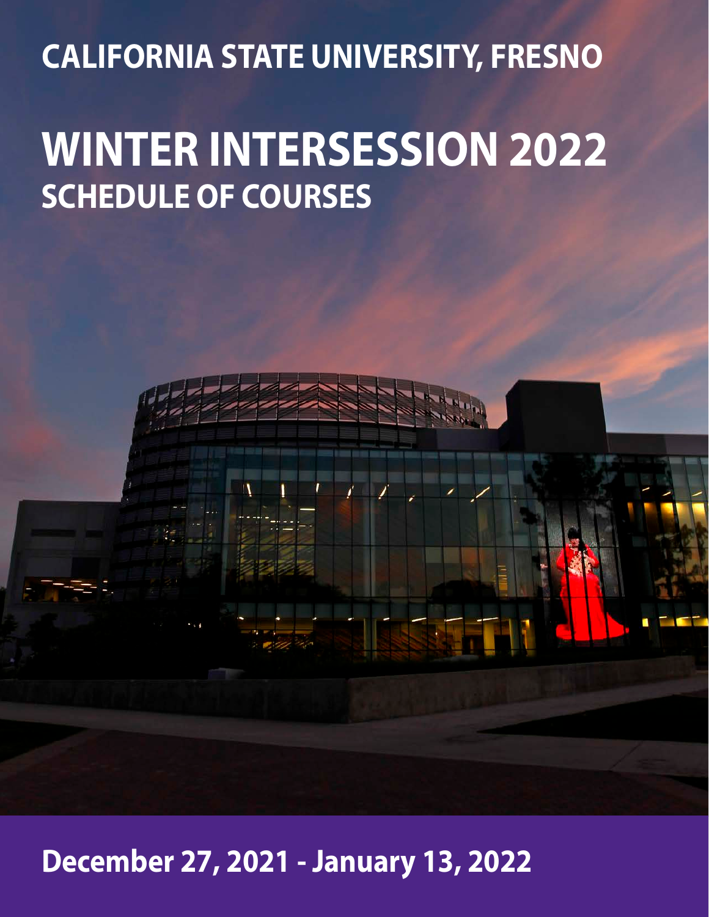# CALIFORNIA STATE UNIVERSITY, FRESNO

# WINTER INTERSESSION 2022

## SCHEDULE OF COURSES

**December 27, 2021 - January 13, 2022**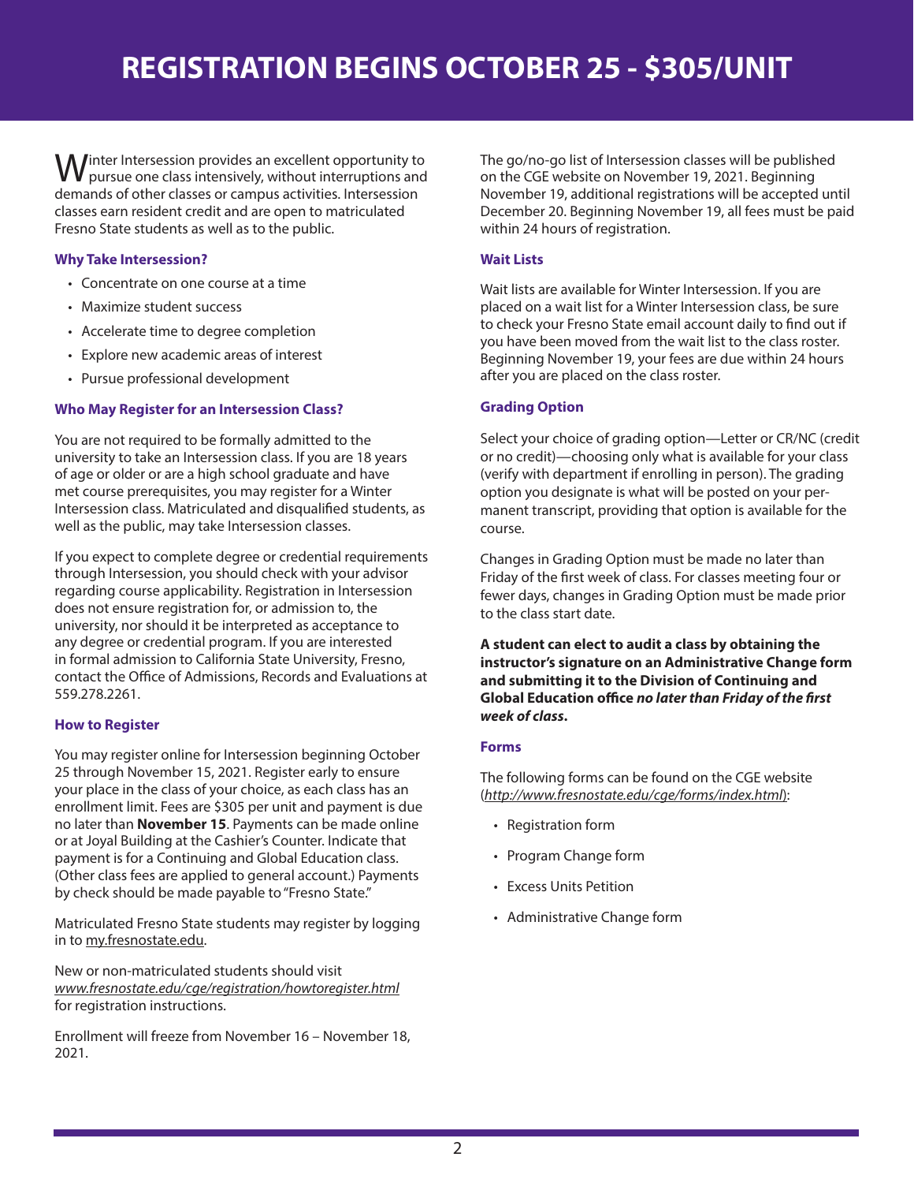# REGISTRATION BEGINS OCTOBER 25 - $305/UNIT

Winter Intersession provides an excellent opportunity to pursue one class intensively, without interruptions and demands of other classes or campus activities. Intersession classes earn resident credit and are open to matriculated Fresno State students as well as to the public.

### Why Take Intersession?

- Concentrate on one course at a time
- Maximize student success
- Accelerate time to degree completion
- Explore new academic areas of interest
- Pursue professional development

### Who May Register for an Intersession Class?

You are not required to be formally admitted to the university to take an Intersession class. If you are 18 years of age or older or are a high school graduate and have met course prerequisites, you may register for a Winter Intersession class. Matriculated and disqualified students, as well as the public, may take Intersession classes.

If you expect to complete degree or credential requirements through Intersession, you should check with your advisor regarding course applicability. Registration in Intersession does not ensure registration for, or admission to, the university, nor should it be interpreted as acceptance to any degree or credential program. If you are interested in formal admission to California State University, Fresno, contact the Office of Admissions, Records and Evaluations at 559.278.2261.

### How to Register

You may register online for Intersession beginning October 25 through November 15, 2021. Register early to ensure your place in the class of your choice, as each class has an enrollment limit. Fees are $305 per unit and payment is due no later than **November 15**. Payments can be made online or at Joyal Building at the Cashier's Counter. Indicate that payment is for a Continuing and Global Education class. (Other class fees are applied to general account.) Payments by check should be made payable to "Fresno State."

Matriculated Fresno State students may register by logging in to my.fresnostate.edu.

New or non-matriculated students should visit *www.fresnostate.edu/cge/registration/howtoregister.html* for registration instructions.

Enrollment will freeze from November 16 – November 18, 2021.

The go/no-go list of Intersession classes will be published on the CGE website on November 19, 2021. Beginning November 19, additional registrations will be accepted until December 20. Beginning November 19, all fees must be paid within 24 hours of registration.

### Wait Lists

Wait lists are available for Winter Intersession. If you are placed on a wait list for a Winter Intersession class, be sure to check your Fresno State email account daily to find out if you have been moved from the wait list to the class roster. Beginning November 19, your fees are due within 24 hours after you are placed on the class roster.

### Grading Option

Select your choice of grading option—Letter or CR/NC (credit or no credit)—choosing only what is available for your class (verify with department if enrolling in person). The grading option you designate is what will be posted on your permanent transcript, providing that option is available for the course.

Changes in Grading Option must be made no later than Friday of the first week of class. For classes meeting four or fewer days, changes in Grading Option must be made prior to the class start date.

**A student can elect to audit a class by obtaining the instructor's signature on an Administrative Change form and submitting it to the Division of Continuing and Global Education office *no later than Friday of the first week of class*.**

### Forms

The following forms can be found on the CGE website (*http://www.fresnostate.edu/cge/forms/index.html*):

- Registration form
- Program Change form
- Excess Units Petition
- Administrative Change form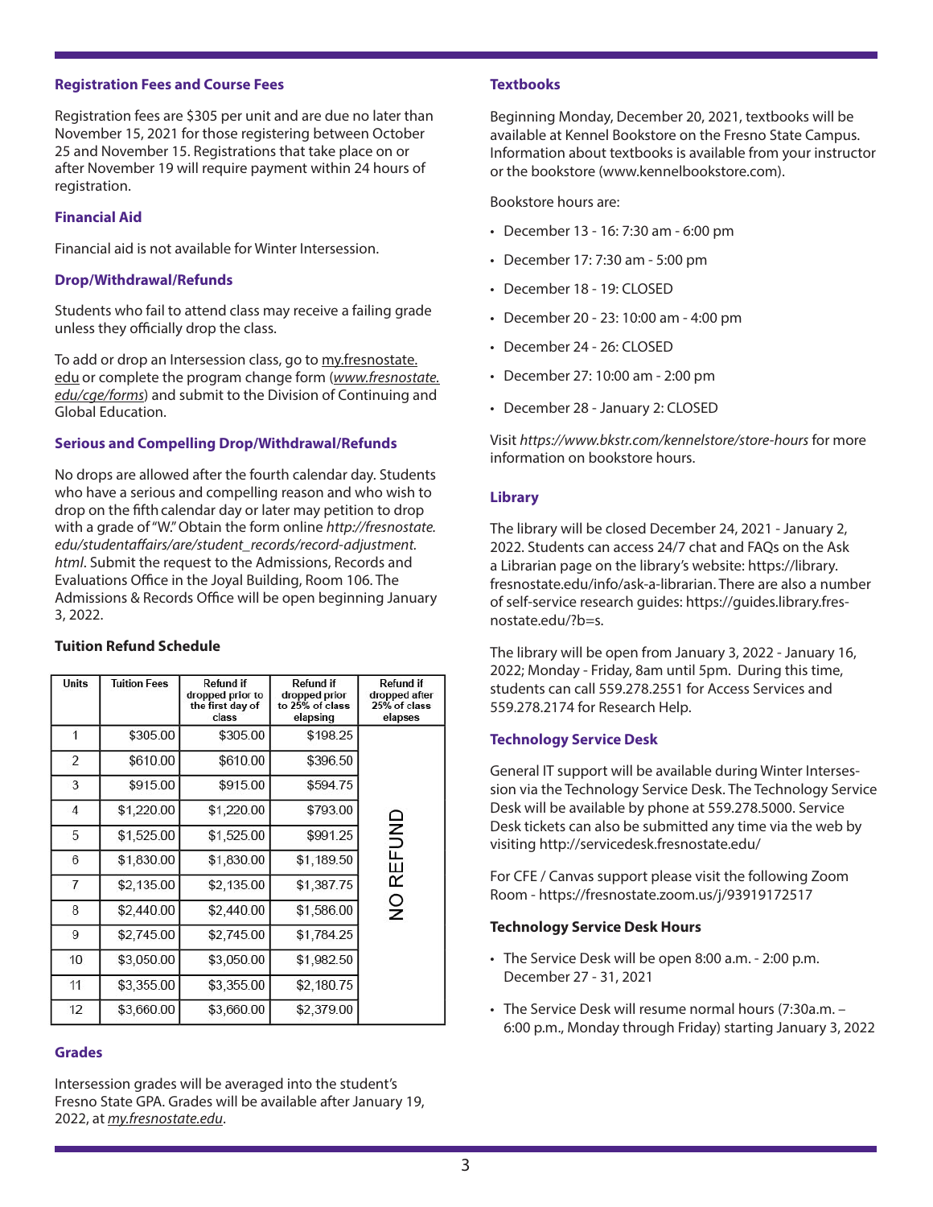### Registration Fees and Course Fees

Registration fees are $305 per unit and are due no later than November 15, 2021 for those registering between October 25 and November 15. Registrations that take place on or after November 19 will require payment within 24 hours of registration.

### Financial Aid

Financial aid is not available for Winter Intersession.

### Drop/Withdrawal/Refunds

Students who fail to attend class may receive a failing grade unless they officially drop the class.

To add or drop an Intersession class, go to my.fresnostate.edu or complete the program change form (*www.fresnostate.edu/cge/forms*) and submit to the Division of Continuing and Global Education.

### Serious and Compelling Drop/Withdrawal/Refunds

No drops are allowed after the fourth calendar day. Students who have a serious and compelling reason and who wish to drop on the fifth calendar day or later may petition to drop with a grade of "W." Obtain the form online *http://fresnostate.edu/studentaffairs/are/student_records/record-adjustment.html*. Submit the request to the Admissions, Records and Evaluations Office in the Joyal Building, Room 106. The Admissions & Records Office will be open beginning January 3, 2022.

**Tuition Refund Schedule**

| Units | Tuition Fees | Refund if dropped prior to the first day of class | Refund if dropped prior to 25% of class elapsing | Refund if dropped after 25% of class elapses |
|---|---|---|---|---|
| 1 | $305.00 | $305.00 | $198.25 | NO REFUND |
| 2 | $610.00 | $610.00 | $396.50 | |
| 3 | $915.00 | $915.00 | $594.75 | |
| 4 | $1,220.00 | $1,220.00 | $793.00 | |
| 5 | $1,525.00 | $1,525.00 | $991.25 | |
| 6 | $1,830.00 | $1,830.00 | $1,189.50 | |
| 7 | $2,135.00 | $2,135.00 | $1,387.75 | |
| 8 | $2,440.00 | $2,440.00 | $1,586.00 | |
| 9 | $2,745.00 | $2,745.00 | $1,784.25 | |
| 10 | $3,050.00 | $3,050.00 | $1,982.50 | |
| 11 | $3,355.00 | $3,355.00 | $2,180.75 | |
| 12 | $3,660.00 | $3,660.00 | $2,379.00 | |

### Grades

Intersession grades will be averaged into the student's Fresno State GPA. Grades will be available after January 19, 2022, at *my.fresnostate.edu*.

### Textbooks

Beginning Monday, December 20, 2021, textbooks will be available at Kennel Bookstore on the Fresno State Campus. Information about textbooks is available from your instructor or the bookstore (www.kennelbookstore.com).

Bookstore hours are:

- December 13 - 16: 7:30 am - 6:00 pm
- December 17: 7:30 am - 5:00 pm
- December 18 - 19: CLOSED
- December 20 - 23: 10:00 am - 4:00 pm
- December 24 - 26: CLOSED
- December 27: 10:00 am - 2:00 pm
- December 28 - January 2: CLOSED

Visit *https://www.bkstr.com/kennelstore/store-hours* for more information on bookstore hours.

### Library

The library will be closed December 24, 2021 - January 2, 2022. Students can access 24/7 chat and FAQs on the Ask a Librarian page on the library's website: https://library.fresnostate.edu/info/ask-a-librarian. There are also a number of self-service research guides: https://guides.library.fresnostate.edu/?b=s.

The library will be open from January 3, 2022 - January 16, 2022; Monday - Friday, 8am until 5pm. During this time, students can call 559.278.2551 for Access Services and 559.278.2174 for Research Help.

### Technology Service Desk

General IT support will be available during Winter Intersession via the Technology Service Desk. The Technology Service Desk will be available by phone at 559.278.5000. Service Desk tickets can also be submitted any time via the web by visiting http://servicedesk.fresnostate.edu/

For CFE / Canvas support please visit the following Zoom Room - https://fresnostate.zoom.us/j/93919172517

**Technology Service Desk Hours**

- The Service Desk will be open 8:00 a.m. - 2:00 p.m. December 27 - 31, 2021
- The Service Desk will resume normal hours (7:30a.m. – 6:00 p.m., Monday through Friday) starting January 3, 2022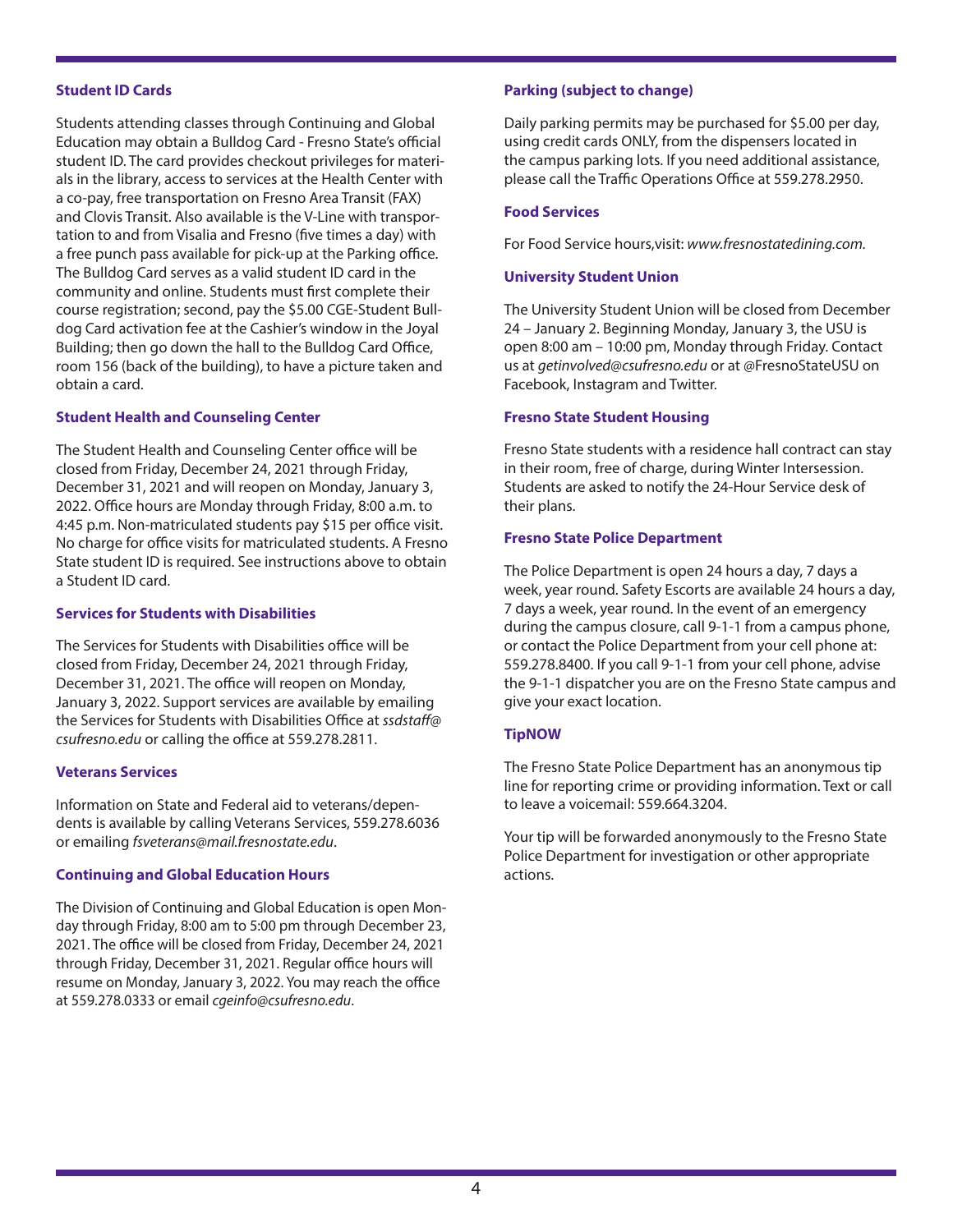### Student ID Cards

Students attending classes through Continuing and Global Education may obtain a Bulldog Card - Fresno State's official student ID. The card provides checkout privileges for materials in the library, access to services at the Health Center with a co-pay, free transportation on Fresno Area Transit (FAX) and Clovis Transit. Also available is the V-Line with transportation to and from Visalia and Fresno (five times a day) with a free punch pass available for pick-up at the Parking office. The Bulldog Card serves as a valid student ID card in the community and online. Students must first complete their course registration; second, pay the $5.00 CGE-Student Bulldog Card activation fee at the Cashier's window in the Joyal Building; then go down the hall to the Bulldog Card Office, room 156 (back of the building), to have a picture taken and obtain a card.

### Student Health and Counseling Center

The Student Health and Counseling Center office will be closed from Friday, December 24, 2021 through Friday, December 31, 2021 and will reopen on Monday, January 3, 2022. Office hours are Monday through Friday, 8:00 a.m. to 4:45 p.m. Non-matriculated students pay $15 per office visit. No charge for office visits for matriculated students. A Fresno State student ID is required. See instructions above to obtain a Student ID card.

### Services for Students with Disabilities

The Services for Students with Disabilities office will be closed from Friday, December 24, 2021 through Friday, December 31, 2021. The office will reopen on Monday, January 3, 2022. Support services are available by emailing the Services for Students with Disabilities Office at *ssdstaff@csufresno.edu* or calling the office at 559.278.2811.

### Veterans Services

Information on State and Federal aid to veterans/dependents is available by calling Veterans Services, 559.278.6036 or emailing *fsveterans@mail.fresnostate.edu*.

### Continuing and Global Education Hours

The Division of Continuing and Global Education is open Monday through Friday, 8:00 am to 5:00 pm through December 23, 2021. The office will be closed from Friday, December 24, 2021 through Friday, December 31, 2021. Regular office hours will resume on Monday, January 3, 2022. You may reach the office at 559.278.0333 or email *cgeinfo@csufresno.edu*.

### Parking (subject to change)

Daily parking permits may be purchased for $5.00 per day, using credit cards ONLY, from the dispensers located in the campus parking lots. If you need additional assistance, please call the Traffic Operations Office at 559.278.2950.

### Food Services

For Food Service hours,visit: *www.fresnostatedining.com.*

### University Student Union

The University Student Union will be closed from December 24 – January 2. Beginning Monday, January 3, the USU is open 8:00 am – 10:00 pm, Monday through Friday. Contact us at *getinvolved@csufresno.edu* or at @FresnoStateUSU on Facebook, Instagram and Twitter.

### Fresno State Student Housing

Fresno State students with a residence hall contract can stay in their room, free of charge, during Winter Intersession. Students are asked to notify the 24-Hour Service desk of their plans.

### Fresno State Police Department

The Police Department is open 24 hours a day, 7 days a week, year round. Safety Escorts are available 24 hours a day, 7 days a week, year round. In the event of an emergency during the campus closure, call 9-1-1 from a campus phone, or contact the Police Department from your cell phone at: 559.278.8400. If you call 9-1-1 from your cell phone, advise the 9-1-1 dispatcher you are on the Fresno State campus and give your exact location.

### TipNOW

The Fresno State Police Department has an anonymous tip line for reporting crime or providing information. Text or call to leave a voicemail: 559.664.3204.

Your tip will be forwarded anonymously to the Fresno State Police Department for investigation or other appropriate actions.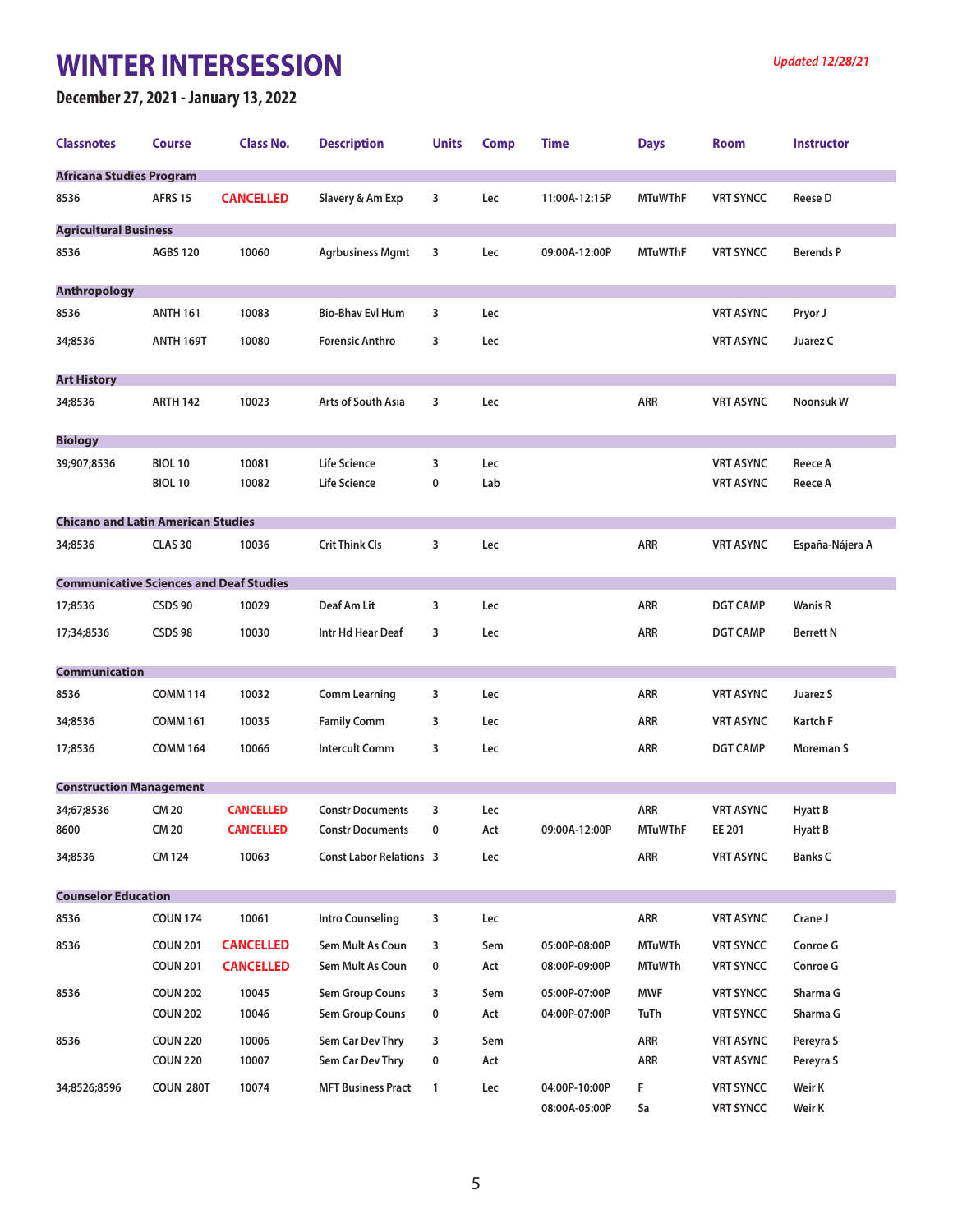# WINTER INTERSESSION

*Updated 12/28/21*

**December 27, 2021 - January 13, 2022**

| Classnotes | Course | Class No. | Description | Units | Comp | Time | Days | Room | Instructor |
|---|---|---|---|---|---|---|---|---|---|
| **Africana Studies Program** | | | | | | | | | |
| 8536 | AFRS 15 | CANCELLED | Slavery & Am Exp | 3 | Lec | 11:00A-12:15P | MTuWThF | VRT SYNCC | Reese D |
| **Agricultural Business** | | | | | | | | | |
| 8536 | AGBS 120 | 10060 | Agrbusiness Mgmt | 3 | Lec | 09:00A-12:00P | MTuWThF | VRT SYNCC | Berends P |
| **Anthropology** | | | | | | | | | |
| 8536 | ANTH 161 | 10083 | Bio-Bhav Evl Hum | 3 | Lec | | | VRT ASYNC | Pryor J |
| 34;8536 | ANTH 169T | 10080 | Forensic Anthro | 3 | Lec | | | VRT ASYNC | Juarez C |
| **Art History** | | | | | | | | | |
| 34;8536 | ARTH 142 | 10023 | Arts of South Asia | 3 | Lec | | ARR | VRT ASYNC | Noonsuk W |
| **Biology** | | | | | | | | | |
| 39;907;8536 | BIOL 10 | 10081 | Life Science | 3 | Lec | | | VRT ASYNC | Reece A |
| | BIOL 10 | 10082 | Life Science | 0 | Lab | | | VRT ASYNC | Reece A |
| **Chicano and Latin American Studies** | | | | | | | | | |
| 34;8536 | CLAS 30 | 10036 | Crit Think Cls | 3 | Lec | | ARR | VRT ASYNC | España-Nájera A |
| **Communicative Sciences and Deaf Studies** | | | | | | | | | |
| 17;8536 | CSDS 90 | 10029 | Deaf Am Lit | 3 | Lec | | ARR | DGT CAMP | Wanis R |
| 17;34;8536 | CSDS 98 | 10030 | Intr Hd Hear Deaf | 3 | Lec | | ARR | DGT CAMP | Berrett N |
| **Communication** | | | | | | | | | |
| 8536 | COMM 114 | 10032 | Comm Learning | 3 | Lec | | ARR | VRT ASYNC | Juarez S |
| 34;8536 | COMM 161 | 10035 | Family Comm | 3 | Lec | | ARR | VRT ASYNC | Kartch F |
| 17;8536 | COMM 164 | 10066 | Intercult Comm | 3 | Lec | | ARR | DGT CAMP | Moreman S |
| **Construction Management** | | | | | | | | | |
| 34;67;8536 | CM 20 | CANCELLED | Constr Documents | 3 | Lec | | ARR | VRT ASYNC | Hyatt B |
| 8600 | CM 20 | CANCELLED | Constr Documents | 0 | Act | 09:00A-12:00P | MTuWThF | EE 201 | Hyatt B |
| 34;8536 | CM 124 | 10063 | Const Labor Relations | 3 | Lec | | ARR | VRT ASYNC | Banks C |
| **Counselor Education** | | | | | | | | | |
| 8536 | COUN 174 | 10061 | Intro Counseling | 3 | Lec | | ARR | VRT ASYNC | Crane J |
| 8536 | COUN 201 | CANCELLED | Sem Mult As Coun | 3 | Sem | 05:00P-08:00P | MTuWTh | VRT SYNCC | Conroe G |
| | COUN 201 | CANCELLED | Sem Mult As Coun | 0 | Act | 08:00P-09:00P | MTuWTh | VRT SYNCC | Conroe G |
| 8536 | COUN 202 | 10045 | Sem Group Couns | 3 | Sem | 05:00P-07:00P | MWF | VRT SYNCC | Sharma G |
| | COUN 202 | 10046 | Sem Group Couns | 0 | Act | 04:00P-07:00P | TuTh | VRT SYNCC | Sharma G |
| 8536 | COUN 220 | 10006 | Sem Car Dev Thry | 3 | Sem | | ARR | VRT ASYNC | Pereyra S |
| | COUN 220 | 10007 | Sem Car Dev Thry | 0 | Act | | ARR | VRT ASYNC | Pereyra S |
| 34;8526;8596 | COUN 280T | 10074 | MFT Business Pract | 1 | Lec | 04:00P-10:00P | F | VRT SYNCC | Weir K |
| | | | | | | 08:00A-05:00P | Sa | VRT SYNCC | Weir K |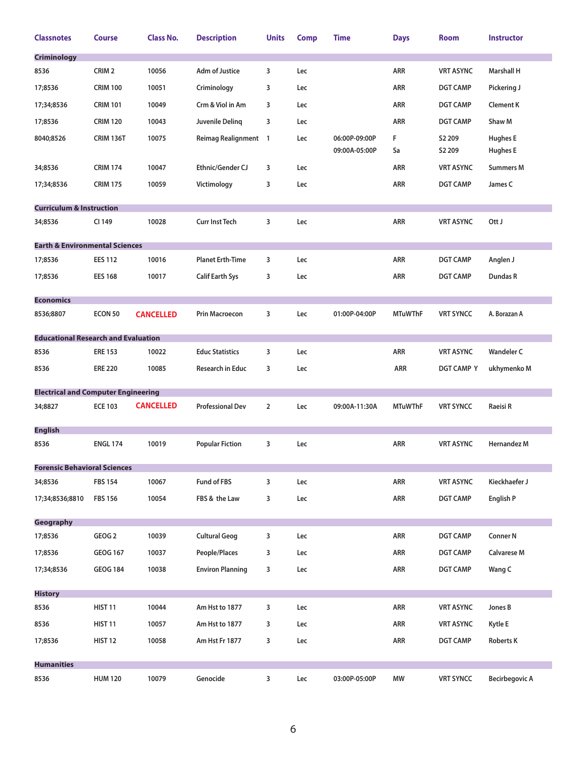| Classnotes | Course | Class No. | Description | Units | Comp | Time | Days | Room | Instructor |
|---|---|---|---|---|---|---|---|---|---|
| **Criminology** | | | | | | | | | |
| 8536 | CRIM 2 | 10056 | Adm of Justice | 3 | Lec | | ARR | VRT ASYNC | Marshall H |
| 17;8536 | CRIM 100 | 10051 | Criminology | 3 | Lec | | ARR | DGT CAMP | Pickering J |
| 17;34;8536 | CRIM 101 | 10049 | Crm & Viol in Am | 3 | Lec | | ARR | DGT CAMP | Clement K |
| 17;8536 | CRIM 120 | 10043 | Juvenile Delinq | 3 | Lec | | ARR | DGT CAMP | Shaw M |
| 8040;8526 | CRIM 136T | 10075 | Reimag Realignment | 1 | Lec | 06:00P-09:00P | F | S2 209 | Hughes E |
| | | | | | | 09:00A-05:00P | Sa | S2 209 | Hughes E |
| 34;8536 | CRIM 174 | 10047 | Ethnic/Gender CJ | 3 | Lec | | ARR | VRT ASYNC | Summers M |
| 17;34;8536 | CRIM 175 | 10059 | Victimology | 3 | Lec | | ARR | DGT CAMP | James C |
| **Curriculum & Instruction** | | | | | | | | | |
| 34;8536 | CI 149 | 10028 | Curr Inst Tech | 3 | Lec | | ARR | VRT ASYNC | Ott J |
| **Earth & Environmental Sciences** | | | | | | | | | |
| 17;8536 | EES 112 | 10016 | Planet Erth-Time | 3 | Lec | | ARR | DGT CAMP | Anglen J |
| 17;8536 | EES 168 | 10017 | Calif Earth Sys | 3 | Lec | | ARR | DGT CAMP | Dundas R |
| **Economics** | | | | | | | | | |
| 8536;8807 | ECON 50 | CANCELLED | Prin Macroecon | 3 | Lec | 01:00P-04:00P | MTuWThF | VRT SYNCC | A. Borazan A |
| **Educational Research and Evaluation** | | | | | | | | | |
| 8536 | ERE 153 | 10022 | Educ Statistics | 3 | Lec | | ARR | VRT ASYNC | Wandeler C |
| 8536 | ERE 220 | 10085 | Research in Educ | 3 | Lec | | ARR | DGT CAMP Y | ukhymenko M |
| **Electrical and Computer Engineering** | | | | | | | | | |
| 34;8827 | ECE 103 | CANCELLED | Professional Dev | 2 | Lec | 09:00A-11:30A | MTuWThF | VRT SYNCC | Raeisi R |
| **English** | | | | | | | | | |
| 8536 | ENGL 174 | 10019 | Popular Fiction | 3 | Lec | | ARR | VRT ASYNC | Hernandez M |
| **Forensic Behavioral Sciences** | | | | | | | | | |
| 34;8536 | FBS 154 | 10067 | Fund of FBS | 3 | Lec | | ARR | VRT ASYNC | Kieckhaefer J |
| 17;34;8536;8810 | FBS 156 | 10054 | FBS & the Law | 3 | Lec | | ARR | DGT CAMP | English P |
| **Geography** | | | | | | | | | |
| 17;8536 | GEOG 2 | 10039 | Cultural Geog | 3 | Lec | | ARR | DGT CAMP | Conner N |
| 17;8536 | GEOG 167 | 10037 | People/Places | 3 | Lec | | ARR | DGT CAMP | Calvarese M |
| 17;34;8536 | GEOG 184 | 10038 | Environ Planning | 3 | Lec | | ARR | DGT CAMP | Wang C |
| **History** | | | | | | | | | |
| 8536 | HIST 11 | 10044 | Am Hst to 1877 | 3 | Lec | | ARR | VRT ASYNC | Jones B |
| 8536 | HIST 11 | 10057 | Am Hst to 1877 | 3 | Lec | | ARR | VRT ASYNC | Kytle E |
| 17;8536 | HIST 12 | 10058 | Am Hst Fr 1877 | 3 | Lec | | ARR | DGT CAMP | Roberts K |
| **Humanities** | | | | | | | | | |
| 8536 | HUM 120 | 10079 | Genocide | 3 | Lec | 03:00P-05:00P | MW | VRT SYNCC | Becirbegovic A |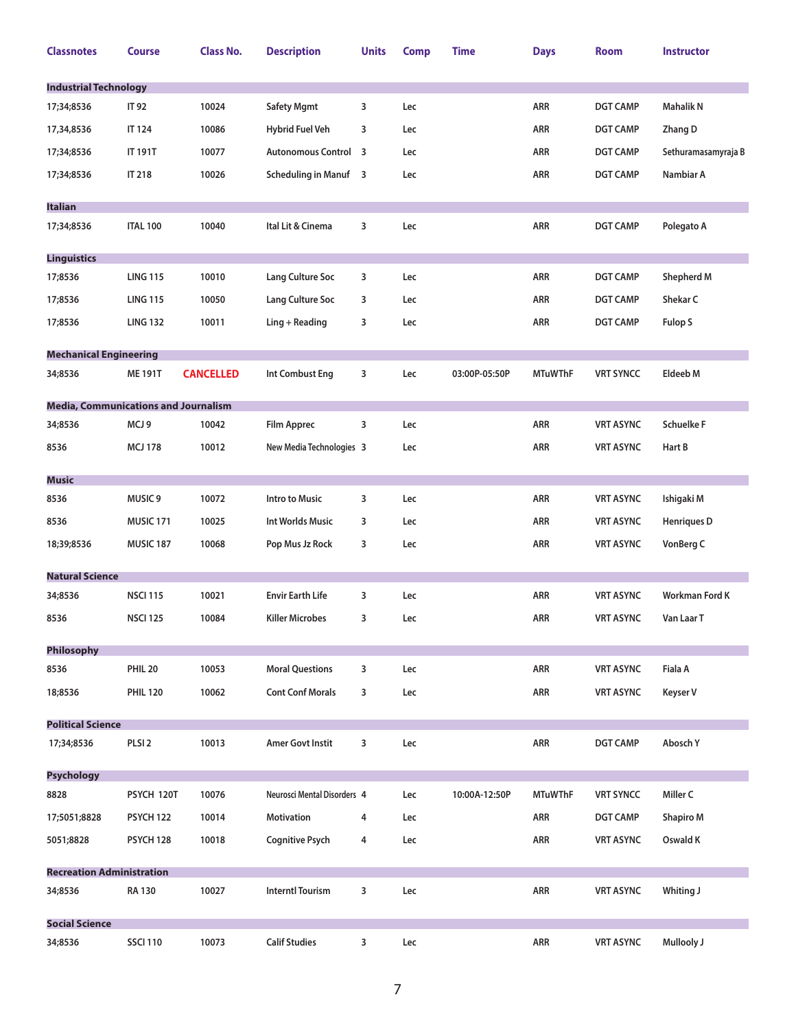| Classnotes | Course | Class No. | Description | Units | Comp | Time | Days | Room | Instructor |
|---|---|---|---|---|---|---|---|---|---|
| **Industrial Technology** | | | | | | | | | |
| 17;34;8536 | IT 92 | 10024 | Safety Mgmt | 3 | Lec | | ARR | DGT CAMP | Mahalik N |
| 17,34,8536 | IT 124 | 10086 | Hybrid Fuel Veh | 3 | Lec | | ARR | DGT CAMP | Zhang D |
| 17;34;8536 | IT 191T | 10077 | Autonomous Control | 3 | Lec | | ARR | DGT CAMP | Sethuramasamyraja B |
| 17;34;8536 | IT 218 | 10026 | Scheduling in Manuf | 3 | Lec | | ARR | DGT CAMP | Nambiar A |
| **Italian** | | | | | | | | | |
| 17;34;8536 | ITAL 100 | 10040 | Ital Lit & Cinema | 3 | Lec | | ARR | DGT CAMP | Polegato A |
| **Linguistics** | | | | | | | | | |
| 17;8536 | LING 115 | 10010 | Lang Culture Soc | 3 | Lec | | ARR | DGT CAMP | Shepherd M |
| 17;8536 | LING 115 | 10050 | Lang Culture Soc | 3 | Lec | | ARR | DGT CAMP | Shekar C |
| 17;8536 | LING 132 | 10011 | Ling + Reading | 3 | Lec | | ARR | DGT CAMP | Fulop S |
| **Mechanical Engineering** | | | | | | | | | |
| 34;8536 | ME 191T | CANCELLED | Int Combust Eng | 3 | Lec | 03:00P-05:50P | MTuWThF | VRT SYNCC | Eldeeb M |
| **Media, Communications and Journalism** | | | | | | | | | |
| 34;8536 | MCJ 9 | 10042 | Film Apprec | 3 | Lec | | ARR | VRT ASYNC | Schuelke F |
| 8536 | MCJ 178 | 10012 | New Media Technologies | 3 | Lec | | ARR | VRT ASYNC | Hart B |
| **Music** | | | | | | | | | |
| 8536 | MUSIC 9 | 10072 | Intro to Music | 3 | Lec | | ARR | VRT ASYNC | Ishigaki M |
| 8536 | MUSIC 171 | 10025 | Int Worlds Music | 3 | Lec | | ARR | VRT ASYNC | Henriques D |
| 18;39;8536 | MUSIC 187 | 10068 | Pop Mus Jz Rock | 3 | Lec | | ARR | VRT ASYNC | VonBerg C |
| **Natural Science** | | | | | | | | | |
| 34;8536 | NSCI 115 | 10021 | Envir Earth Life | 3 | Lec | | ARR | VRT ASYNC | Workman Ford K |
| 8536 | NSCI 125 | 10084 | Killer Microbes | 3 | Lec | | ARR | VRT ASYNC | Van Laar T |
| **Philosophy** | | | | | | | | | |
| 8536 | PHIL 20 | 10053 | Moral Questions | 3 | Lec | | ARR | VRT ASYNC | Fiala A |
| 18;8536 | PHIL 120 | 10062 | Cont Conf Morals | 3 | Lec | | ARR | VRT ASYNC | Keyser V |
| **Political Science** | | | | | | | | | |
| 17;34;8536 | PLSI 2 | 10013 | Amer Govt Instit | 3 | Lec | | ARR | DGT CAMP | Abosch Y |
| **Psychology** | | | | | | | | | |
| 8828 | PSYCH 120T | 10076 | Neurosci Mental Disorders | 4 | Lec | 10:00A-12:50P | MTuWThF | VRT SYNCC | Miller C |
| 17;5051;8828 | PSYCH 122 | 10014 | Motivation | 4 | Lec | | ARR | DGT CAMP | Shapiro M |
| 5051;8828 | PSYCH 128 | 10018 | Cognitive Psych | 4 | Lec | | ARR | VRT ASYNC | Oswald K |
| **Recreation Administration** | | | | | | | | | |
| 34;8536 | RA 130 | 10027 | Interntl Tourism | 3 | Lec | | ARR | VRT ASYNC | Whiting J |
| **Social Science** | | | | | | | | | |
| 34;8536 | SSCI 110 | 10073 | Calif Studies | 3 | Lec | | ARR | VRT ASYNC | Mullooly J |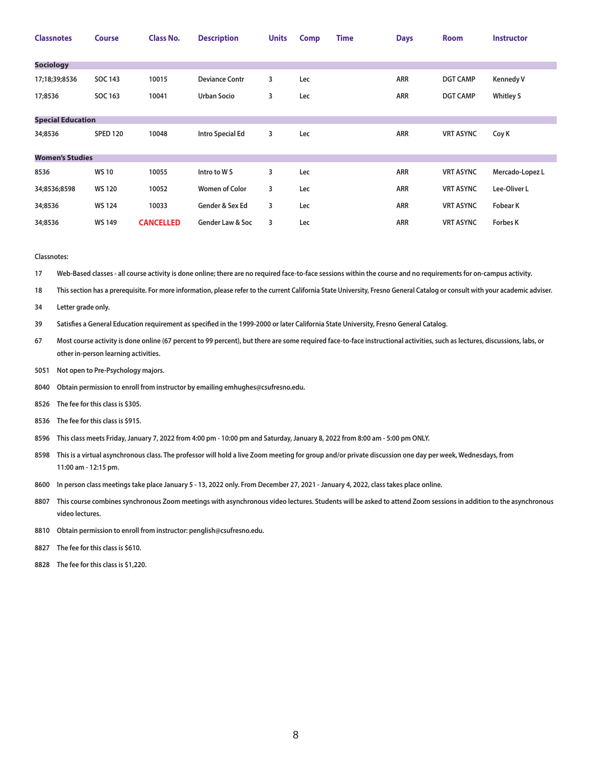| Classnotes | Course | Class No. | Description | Units | Comp | Time | Days | Room | Instructor |
|---|---|---|---|---|---|---|---|---|---|
| **Sociology** | | | | | | | | | |
| 17;18;39;8536 | SOC 143 | 10015 | Deviance Contr | 3 | Lec | | ARR | DGT CAMP | Kennedy V |
| 17;8536 | SOC 163 | 10041 | Urban Socio | 3 | Lec | | ARR | DGT CAMP | Whitley S |
| **Special Education** | | | | | | | | | |
| 34;8536 | SPED 120 | 10048 | Intro Special Ed | 3 | Lec | | ARR | VRT ASYNC | Coy K |
| **Women's Studies** | | | | | | | | | |
| 8536 | WS 10 | 10055 | Intro to W S | 3 | Lec | | ARR | VRT ASYNC | Mercado-Lopez L |
| 34;8536;8598 | WS 120 | 10052 | Women of Color | 3 | Lec | | ARR | VRT ASYNC | Lee-Oliver L |
| 34;8536 | WS 124 | 10033 | Gender & Sex Ed | 3 | Lec | | ARR | VRT ASYNC | Fobear K |
| 34;8536 | WS 149 | CANCELLED | Gender Law & Soc | 3 | Lec | | ARR | VRT ASYNC | Forbes K |

Classnotes:

17 Web-Based classes - all course activity is done online; there are no required face-to-face sessions within the course and no requirements for on-campus activity.

18 This section has a prerequisite. For more information, please refer to the current California State University, Fresno General Catalog or consult with your academic adviser.

34 Letter grade only.

39 Satisfies a General Education requirement as specified in the 1999-2000 or later California State University, Fresno General Catalog.

67 Most course activity is done online (67 percent to 99 percent), but there are some required face-to-face instructional activities, such as lectures, discussions, labs, or other in-person learning activities.

5051 Not open to Pre-Psychology majors.

8040 Obtain permission to enroll from instructor by emailing emhughes@csufresno.edu.

8526 The fee for this class is $305.

8536 The fee for this class is $915.

8596 This class meets Friday, January 7, 2022 from 4:00 pm - 10:00 pm and Saturday, January 8, 2022 from 8:00 am - 5:00 pm ONLY.

8598 This is a virtual asynchronous class. The professor will hold a live Zoom meeting for group and/or private discussion one day per week, Wednesdays, from 11:00 am - 12:15 pm.

8600 In person class meetings take place January 5 - 13, 2022 only. From December 27, 2021 - January 4, 2022, class takes place online.

8807 This course combines synchronous Zoom meetings with asynchronous video lectures. Students will be asked to attend Zoom sessions in addition to the asynchronous video lectures.

8810 Obtain permission to enroll from instructor: penglish@csufresno.edu.

8827 The fee for this class is $610.

8828 The fee for this class is $1,220.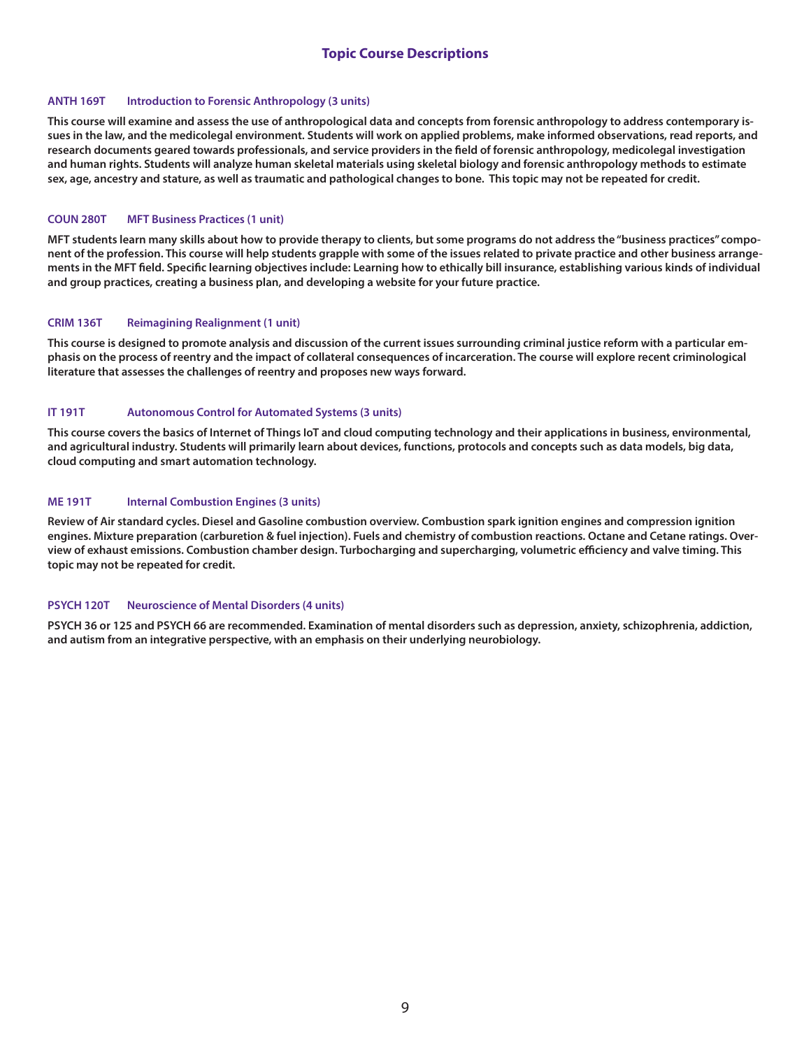## Topic Course Descriptions

### ANTH 169T Introduction to Forensic Anthropology (3 units)

**This course will examine and assess the use of anthropological data and concepts from forensic anthropology to address contemporary issues in the law, and the medicolegal environment. Students will work on applied problems, make informed observations, read reports, and research documents geared towards professionals, and service providers in the field of forensic anthropology, medicolegal investigation and human rights. Students will analyze human skeletal materials using skeletal biology and forensic anthropology methods to estimate sex, age, ancestry and stature, as well as traumatic and pathological changes to bone. This topic may not be repeated for credit.**

### COUN 280T MFT Business Practices (1 unit)

**MFT students learn many skills about how to provide therapy to clients, but some programs do not address the "business practices" component of the profession. This course will help students grapple with some of the issues related to private practice and other business arrangements in the MFT field. Specific learning objectives include: Learning how to ethically bill insurance, establishing various kinds of individual and group practices, creating a business plan, and developing a website for your future practice.**

### CRIM 136T Reimagining Realignment (1 unit)

**This course is designed to promote analysis and discussion of the current issues surrounding criminal justice reform with a particular emphasis on the process of reentry and the impact of collateral consequences of incarceration. The course will explore recent criminological literature that assesses the challenges of reentry and proposes new ways forward.**

### IT 191T Autonomous Control for Automated Systems (3 units)

**This course covers the basics of Internet of Things IoT and cloud computing technology and their applications in business, environmental, and agricultural industry. Students will primarily learn about devices, functions, protocols and concepts such as data models, big data, cloud computing and smart automation technology.**

### ME 191T Internal Combustion Engines (3 units)

**Review of Air standard cycles. Diesel and Gasoline combustion overview. Combustion spark ignition engines and compression ignition engines. Mixture preparation (carburetion & fuel injection). Fuels and chemistry of combustion reactions. Octane and Cetane ratings. Overview of exhaust emissions. Combustion chamber design. Turbocharging and supercharging, volumetric efficiency and valve timing. This topic may not be repeated for credit.**

### PSYCH 120T Neuroscience of Mental Disorders (4 units)

**PSYCH 36 or 125 and PSYCH 66 are recommended. Examination of mental disorders such as depression, anxiety, schizophrenia, addiction, and autism from an integrative perspective, with an emphasis on their underlying neurobiology.**